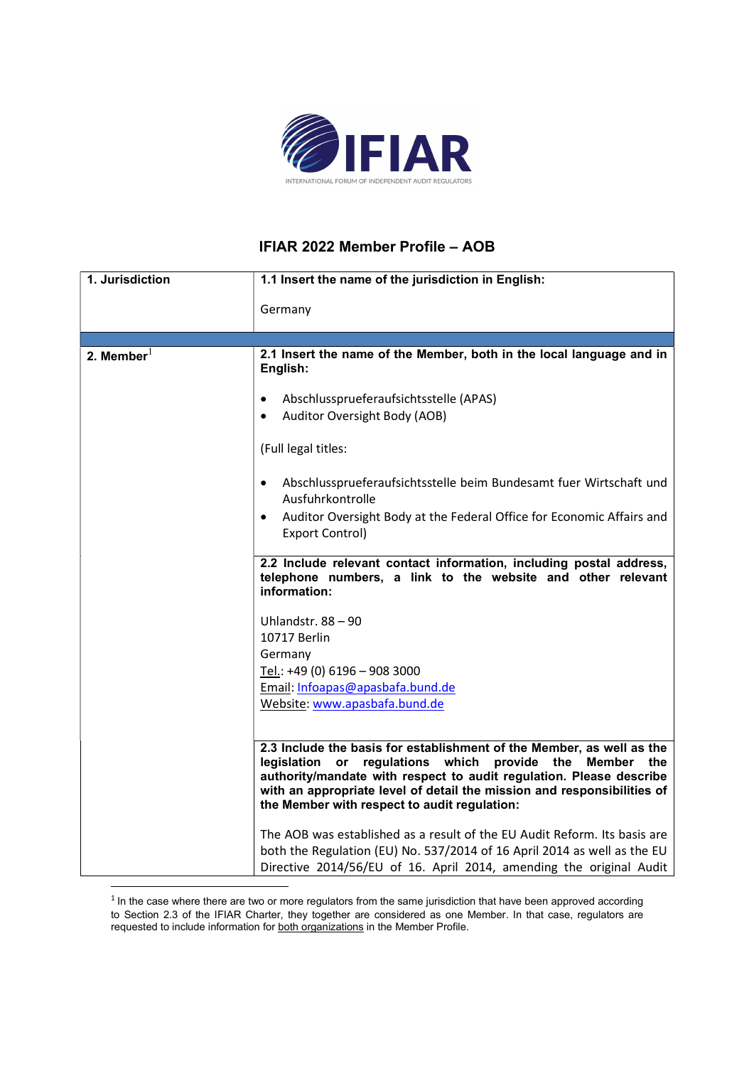# IFIAR 2022 Member Profile – AOB

| 1. Jurisdiction | 1.1 Insert the name of the jurisdiction in English: |
|---|---|
| | Germany |
| 2. Member[1] | **2.1 Insert the name of the Member, both in the local language and in English:**<br><br>• Abschlussprueferaufsichtsstelle (APAS)<br>• Auditor Oversight Body (AOB)<br><br>(Full legal titles:<br><br>• Abschlussprueferaufsichtsstelle beim Bundesamt fuer Wirtschaft und Ausfuhrkontrolle<br>• Auditor Oversight Body at the Federal Office for Economic Affairs and Export Control) |
| | **2.2 Include relevant contact information, including postal address, telephone numbers, a link to the website and other relevant information:**<br><br>Uhlandstr. 88 – 90<br>10717 Berlin<br>Germany<br>Tel.: +49 (0) 6196 – 908 3000<br>Email: Infoapas@apasbafa.bund.de<br>Website: www.apasbafa.bund.de |
| | **2.3 Include the basis for establishment of the Member, as well as the legislation or regulations which provide the Member the authority/mandate with respect to audit regulation. Please describe with an appropriate level of detail the mission and responsibilities of the Member with respect to audit regulation:**<br><br>The AOB was established as a result of the EU Audit Reform. Its basis are both the Regulation (EU) No. 537/2014 of 16 April 2014 as well as the EU Directive 2014/56/EU of 16. April 2014, amending the original Audit |

[1] In the case where there are two or more regulators from the same jurisdiction that have been approved according to Section 2.3 of the IFIAR Charter, they together are considered as one Member. In that case, regulators are requested to include information for both organizations in the Member Profile.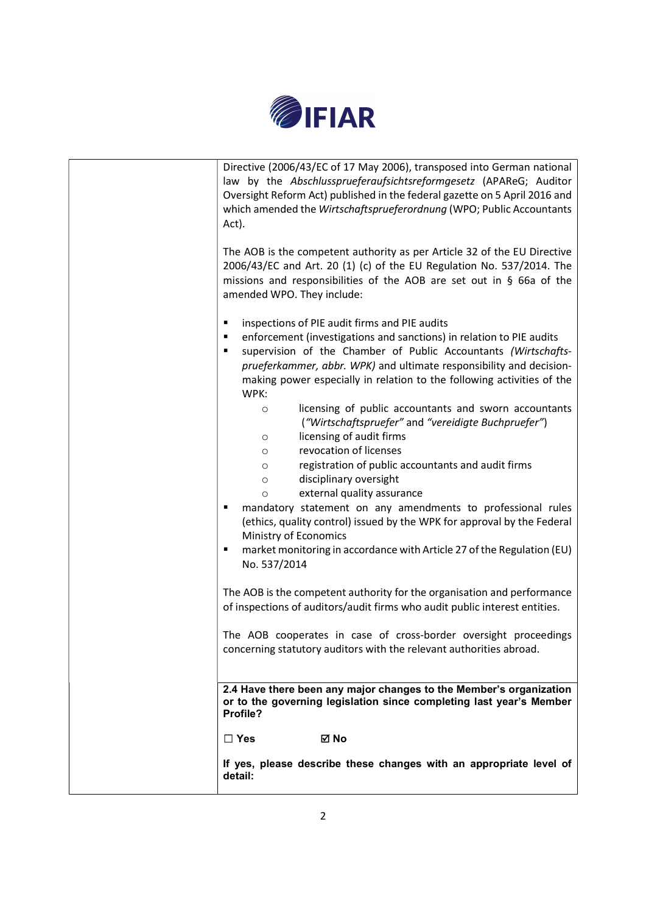Directive (2006/43/EC of 17 May 2006), transposed into German national law by the *Abschlussprueferaufsichtsreformgesetz* (APAReG; Auditor Oversight Reform Act) published in the federal gazette on 5 April 2016 and which amended the *Wirtschaftsprueferordnung* (WPO; Public Accountants Act).

The AOB is the competent authority as per Article 32 of the EU Directive 2006/43/EC and Art. 20 (1) (c) of the EU Regulation No. 537/2014. The missions and responsibilities of the AOB are set out in § 66a of the amended WPO. They include:

- inspections of PIE audit firms and PIE audits
- enforcement (investigations and sanctions) in relation to PIE audits
- supervision of the Chamber of Public Accountants *(Wirtschafts-prueferkammer, abbr. WPK)* and ultimate responsibility and decision-making power especially in relation to the following activities of the WPK:
  - licensing of public accountants and sworn accountants (*"Wirtschaftspruefer"* and *"vereidigte Buchpruefer"*)
  - licensing of audit firms
  - revocation of licenses
  - registration of public accountants and audit firms
  - disciplinary oversight
  - external quality assurance
- mandatory statement on any amendments to professional rules (ethics, quality control) issued by the WPK for approval by the Federal Ministry of Economics
- market monitoring in accordance with Article 27 of the Regulation (EU) No. 537/2014

The AOB is the competent authority for the organisation and performance of inspections of auditors/audit firms who audit public interest entities.

The AOB cooperates in case of cross-border oversight proceedings concerning statutory auditors with the relevant authorities abroad.

**2.4 Have there been any major changes to the Member's organization or to the governing legislation since completing last year's Member Profile?**

**☐ Yes** **☑ No**

**If yes, please describe these changes with an appropriate level of detail:**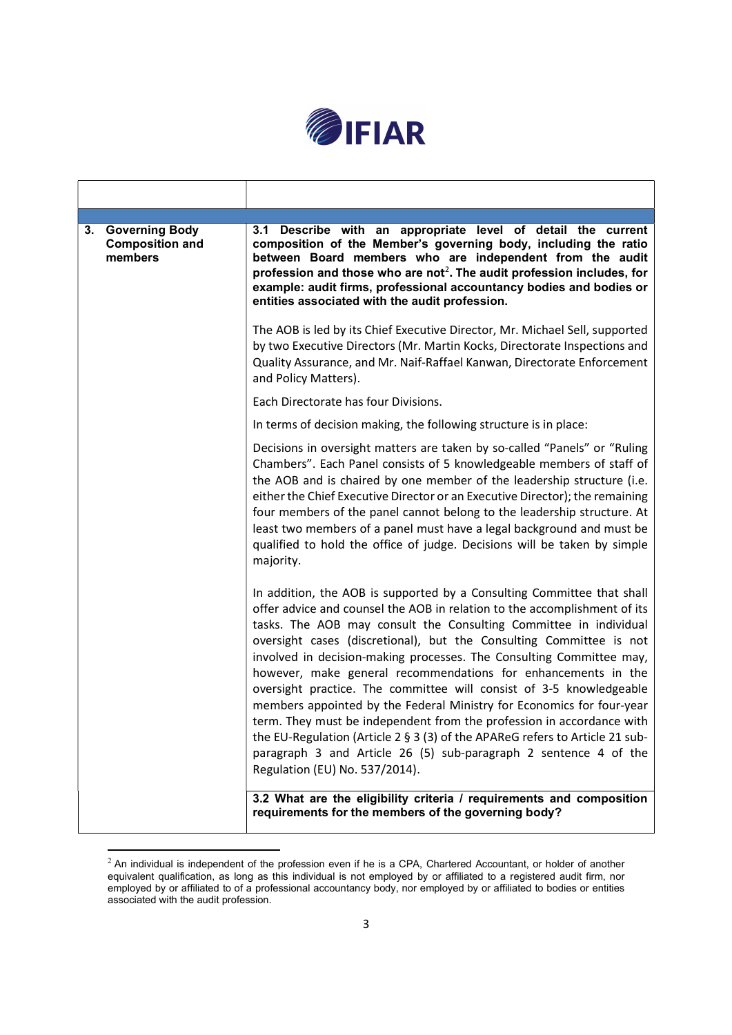| | |
|---|---|
| | |
| **3. Governing Body Composition and members** | **3.1 Describe with an appropriate level of detail the current composition of the Member's governing body, including the ratio between Board members who are independent from the audit profession and those who are not[2]. The audit profession includes, for example: audit firms, professional accountancy bodies and bodies or entities associated with the audit profession.**<br><br>The AOB is led by its Chief Executive Director, Mr. Michael Sell, supported by two Executive Directors (Mr. Martin Kocks, Directorate Inspections and Quality Assurance, and Mr. Naif-Raffael Kanwan, Directorate Enforcement and Policy Matters).<br><br>Each Directorate has four Divisions.<br><br>In terms of decision making, the following structure is in place:<br><br>Decisions in oversight matters are taken by so-called "Panels" or "Ruling Chambers". Each Panel consists of 5 knowledgeable members of staff of the AOB and is chaired by one member of the leadership structure (i.e. either the Chief Executive Director or an Executive Director); the remaining four members of the panel cannot belong to the leadership structure. At least two members of a panel must have a legal background and must be qualified to hold the office of judge. Decisions will be taken by simple majority.<br><br>In addition, the AOB is supported by a Consulting Committee that shall offer advice and counsel the AOB in relation to the accomplishment of its tasks. The AOB may consult the Consulting Committee in individual oversight cases (discretional), but the Consulting Committee is not involved in decision-making processes. The Consulting Committee may, however, make general recommendations for enhancements in the oversight practice. The committee will consist of 3-5 knowledgeable members appointed by the Federal Ministry for Economics for four-year term. They must be independent from the profession in accordance with the EU-Regulation (Article 2 § 3 (3) of the APAReG refers to Article 21 sub-paragraph 3 and Article 26 (5) sub-paragraph 2 sentence 4 of the Regulation (EU) No. 537/2014). |
| | **3.2 What are the eligibility criteria / requirements and composition requirements for the members of the governing body?** |

[2] An individual is independent of the profession even if he is a CPA, Chartered Accountant, or holder of another equivalent qualification, as long as this individual is not employed by or affiliated to a registered audit firm, nor employed by or affiliated to of a professional accountancy body, nor employed by or affiliated to bodies or entities associated with the audit profession.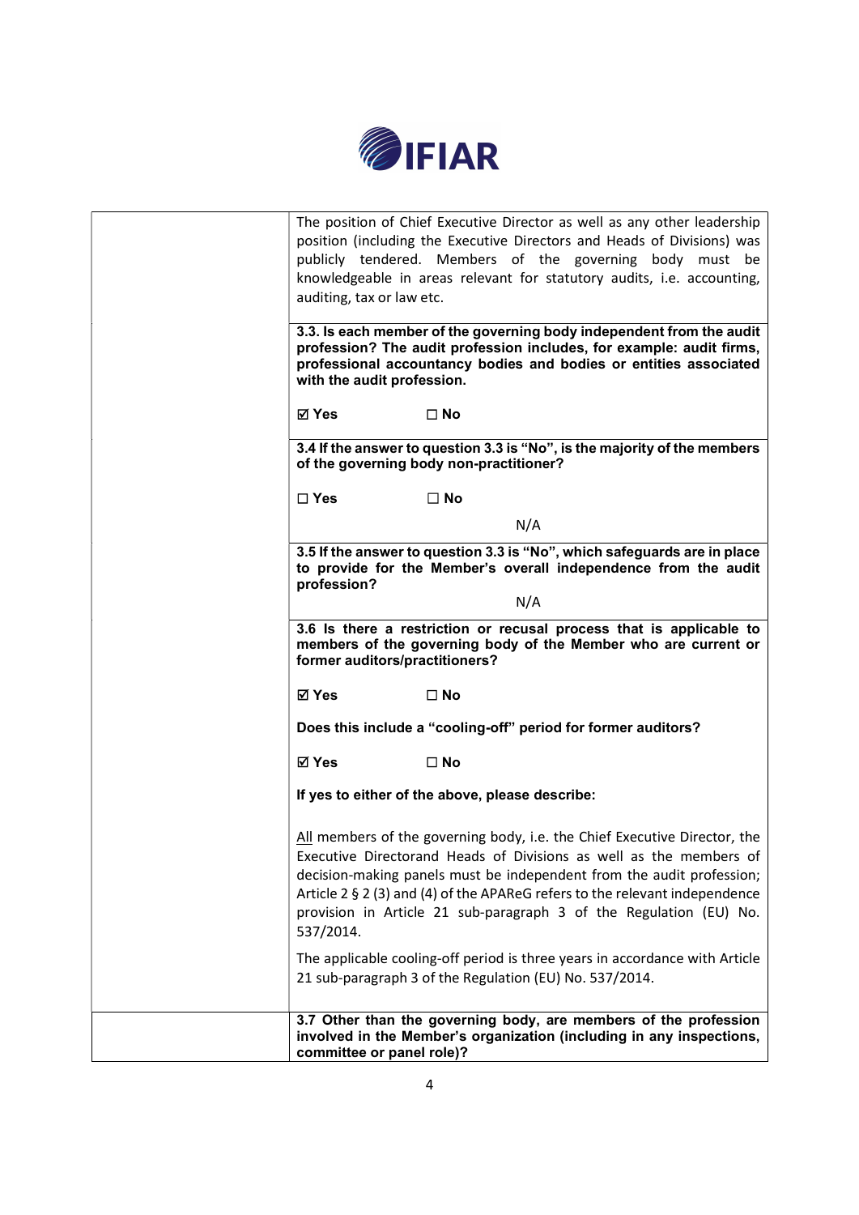The position of Chief Executive Director as well as any other leadership position (including the Executive Directors and Heads of Divisions) was publicly tendered. Members of the governing body must be knowledgeable in areas relevant for statutory audits, i.e. accounting, auditing, tax or law etc.

**3.3. Is each member of the governing body independent from the audit profession? The audit profession includes, for example: audit firms, professional accountancy bodies and bodies or entities associated with the audit profession.**

**☑ Yes ☐ No**

**3.4 If the answer to question 3.3 is "No", is the majority of the members of the governing body non-practitioner?**

**☐ Yes ☐ No**

N/A

**3.5 If the answer to question 3.3 is "No", which safeguards are in place to provide for the Member's overall independence from the audit profession?**

N/A

**3.6 Is there a restriction or recusal process that is applicable to members of the governing body of the Member who are current or former auditors/practitioners?**

**☑ Yes ☐ No**

**Does this include a "cooling-off" period for former auditors?**

**☑ Yes ☐ No**

**If yes to either of the above, please describe:**

All members of the governing body, i.e. the Chief Executive Director, the Executive Directorand Heads of Divisions as well as the members of decision-making panels must be independent from the audit profession; Article 2 § 2 (3) and (4) of the APAReG refers to the relevant independence provision in Article 21 sub-paragraph 3 of the Regulation (EU) No. 537/2014.

The applicable cooling-off period is three years in accordance with Article 21 sub-paragraph 3 of the Regulation (EU) No. 537/2014.

**3.7 Other than the governing body, are members of the profession involved in the Member's organization (including in any inspections, committee or panel role)?**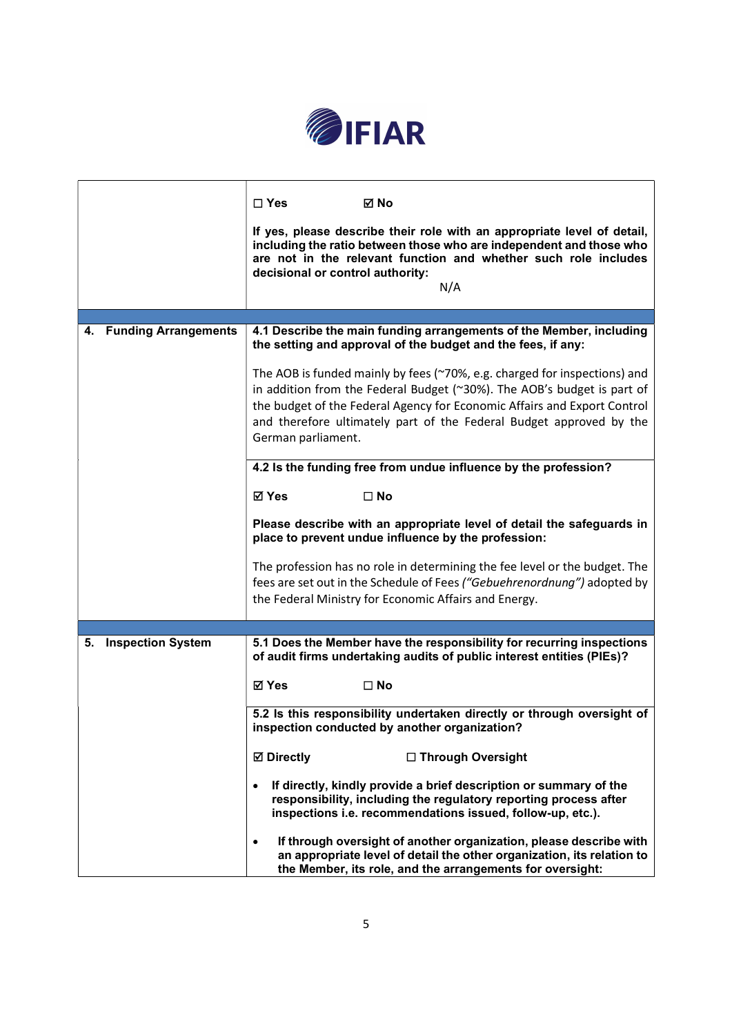| | |
|---|---|
| | ☐ **Yes** ☑ **No**<br><br>**If yes, please describe their role with an appropriate level of detail, including the ratio between those who are independent and those who are not in the relevant function and whether such role includes decisional or control authority:**<br><br>N/A |
| **4. Funding Arrangements** | **4.1 Describe the main funding arrangements of the Member, including the setting and approval of the budget and the fees, if any:**<br><br>The AOB is funded mainly by fees (~70%, e.g. charged for inspections) and in addition from the Federal Budget (~30%). The AOB's budget is part of the budget of the Federal Agency for Economic Affairs and Export Control and therefore ultimately part of the Federal Budget approved by the German parliament. |
| | **4.2 Is the funding free from undue influence by the profession?**<br><br>☑ **Yes** ☐ **No**<br><br>**Please describe with an appropriate level of detail the safeguards in place to prevent undue influence by the profession:**<br><br>The profession has no role in determining the fee level or the budget. The fees are set out in the Schedule of Fees *("Gebuehrenordnung")* adopted by the Federal Ministry for Economic Affairs and Energy. |
| **5. Inspection System** | **5.1 Does the Member have the responsibility for recurring inspections of audit firms undertaking audits of public interest entities (PIEs)?**<br><br>☑ **Yes** ☐ **No** |
| | **5.2 Is this responsibility undertaken directly or through oversight of inspection conducted by another organization?**<br><br>☑ **Directly** ☐ **Through Oversight**<br><br>• **If directly, kindly provide a brief description or summary of the responsibility, including the regulatory reporting process after inspections i.e. recommendations issued, follow-up, etc.).**<br><br>• **If through oversight of another organization, please describe with an appropriate level of detail the other organization, its relation to the Member, its role, and the arrangements for oversight:** |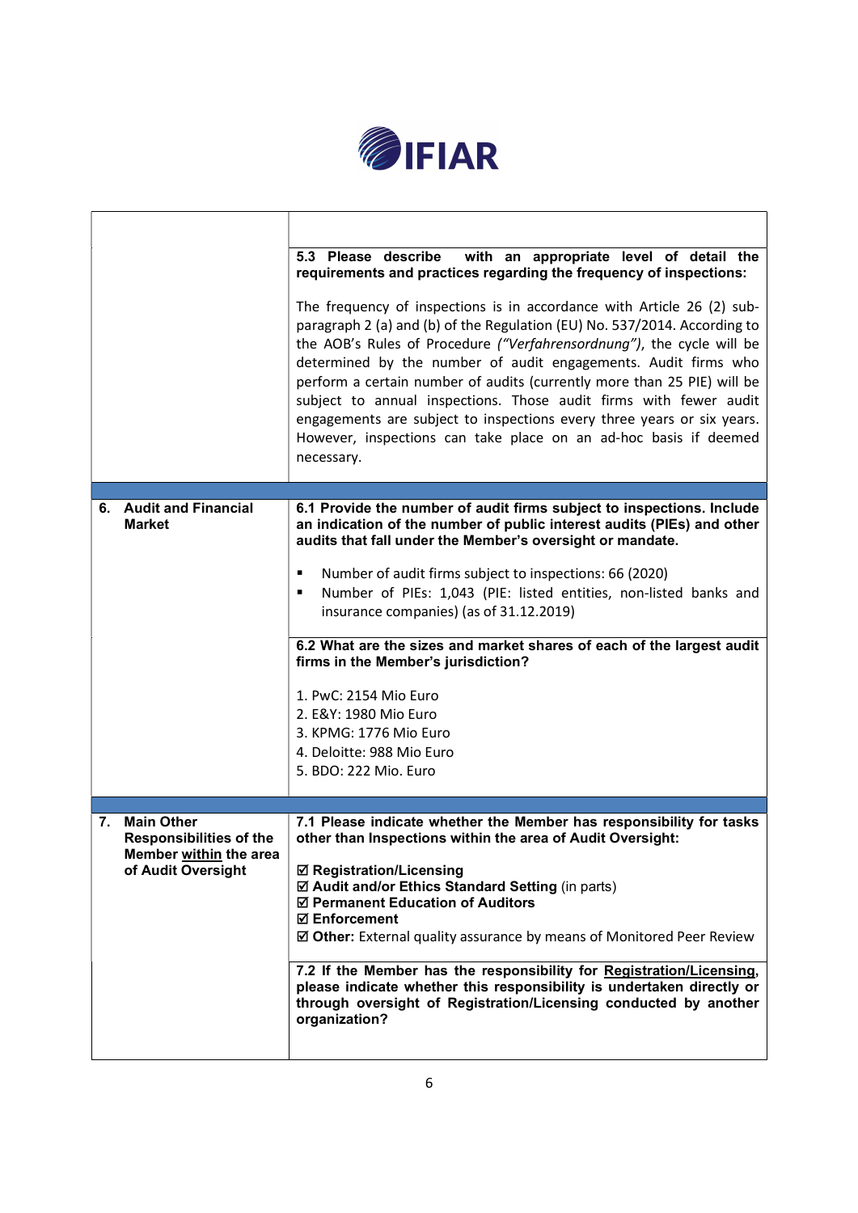| | |
|---|---|
| | **5.3 Please describe with an appropriate level of detail the requirements and practices regarding the frequency of inspections:**<br><br>The frequency of inspections is in accordance with Article 26 (2) sub-paragraph 2 (a) and (b) of the Regulation (EU) No. 537/2014. According to the AOB's Rules of Procedure *("Verfahrensordnung")*, the cycle will be determined by the number of audit engagements. Audit firms who perform a certain number of audits (currently more than 25 PIE) will be subject to annual inspections. Those audit firms with fewer audit engagements are subject to inspections every three years or six years. However, inspections can take place on an ad-hoc basis if deemed necessary. |
| **6. Audit and Financial Market** | **6.1 Provide the number of audit firms subject to inspections. Include an indication of the number of public interest audits (PIEs) and other audits that fall under the Member's oversight or mandate.**<br><br>▪ Number of audit firms subject to inspections: 66 (2020)<br>▪ Number of PIEs: 1,043 (PIE: listed entities, non-listed banks and insurance companies) (as of 31.12.2019) |
| | **6.2 What are the sizes and market shares of each of the largest audit firms in the Member's jurisdiction?**<br><br>1. PwC: 2154 Mio Euro<br>2. E&Y: 1980 Mio Euro<br>3. KPMG: 1776 Mio Euro<br>4. Deloitte: 988 Mio Euro<br>5. BDO: 222 Mio. Euro |
| **7. Main Other Responsibilities of the Member within the area of Audit Oversight** | **7.1 Please indicate whether the Member has responsibility for tasks other than Inspections within the area of Audit Oversight:**<br><br>☑ **Registration/Licensing**<br>☑ **Audit and/or Ethics Standard Setting** (in parts)<br>☑ **Permanent Education of Auditors**<br>☑ **Enforcement**<br>☑ **Other:** External quality assurance by means of Monitored Peer Review |
| | **7.2 If the Member has the responsibility for Registration/Licensing, please indicate whether this responsibility is undertaken directly or through oversight of Registration/Licensing conducted by another organization?** |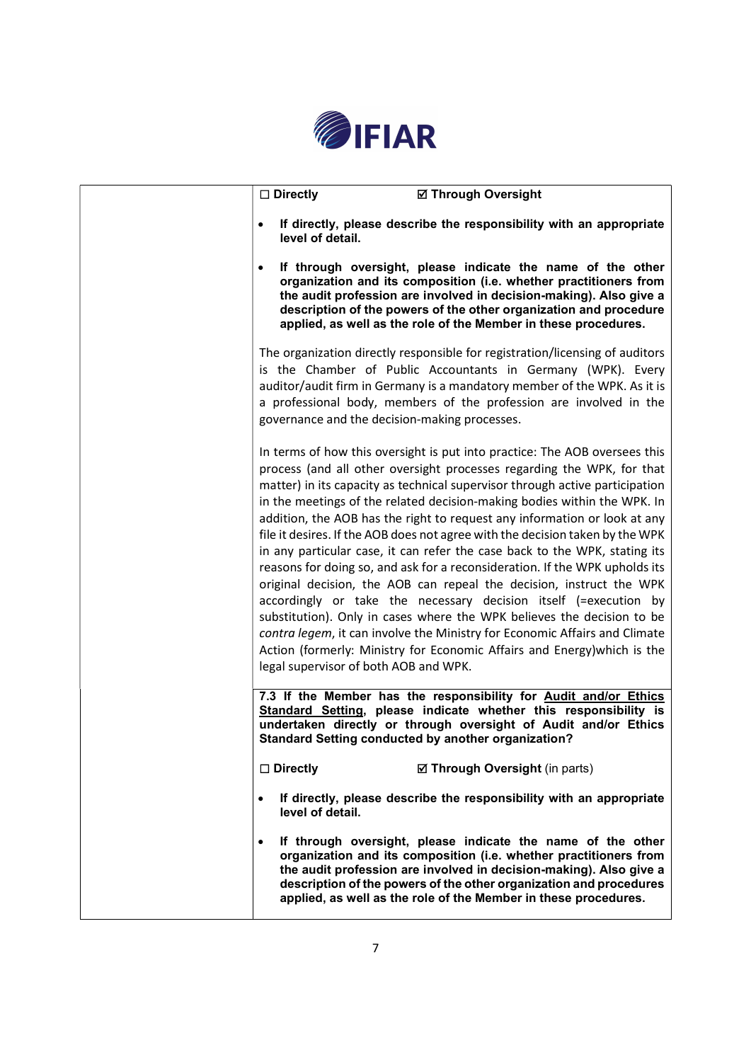☐ **Directly** ☑ **Through Oversight**

- **If directly, please describe the responsibility with an appropriate level of detail.**
- **If through oversight, please indicate the name of the other organization and its composition (i.e. whether practitioners from the audit profession are involved in decision-making). Also give a description of the powers of the other organization and procedure applied, as well as the role of the Member in these procedures.**

The organization directly responsible for registration/licensing of auditors is the Chamber of Public Accountants in Germany (WPK). Every auditor/audit firm in Germany is a mandatory member of the WPK. As it is a professional body, members of the profession are involved in the governance and the decision-making processes.

In terms of how this oversight is put into practice: The AOB oversees this process (and all other oversight processes regarding the WPK, for that matter) in its capacity as technical supervisor through active participation in the meetings of the related decision-making bodies within the WPK. In addition, the AOB has the right to request any information or look at any file it desires. If the AOB does not agree with the decision taken by the WPK in any particular case, it can refer the case back to the WPK, stating its reasons for doing so, and ask for a reconsideration. If the WPK upholds its original decision, the AOB can repeal the decision, instruct the WPK accordingly or take the necessary decision itself (=execution by substitution). Only in cases where the WPK believes the decision to be *contra legem*, it can involve the Ministry for Economic Affairs and Climate Action (formerly: Ministry for Economic Affairs and Energy)which is the legal supervisor of both AOB and WPK.

**7.3 If the Member has the responsibility for <u>Audit and/or Ethics Standard Setting</u>, please indicate whether this responsibility is undertaken directly or through oversight of Audit and/or Ethics Standard Setting conducted by another organization?**

☐ **Directly** ☑ **Through Oversight** (in parts)

- **If directly, please describe the responsibility with an appropriate level of detail.**
- **If through oversight, please indicate the name of the other organization and its composition (i.e. whether practitioners from the audit profession are involved in decision-making). Also give a description of the powers of the other organization and procedures applied, as well as the role of the Member in these procedures.**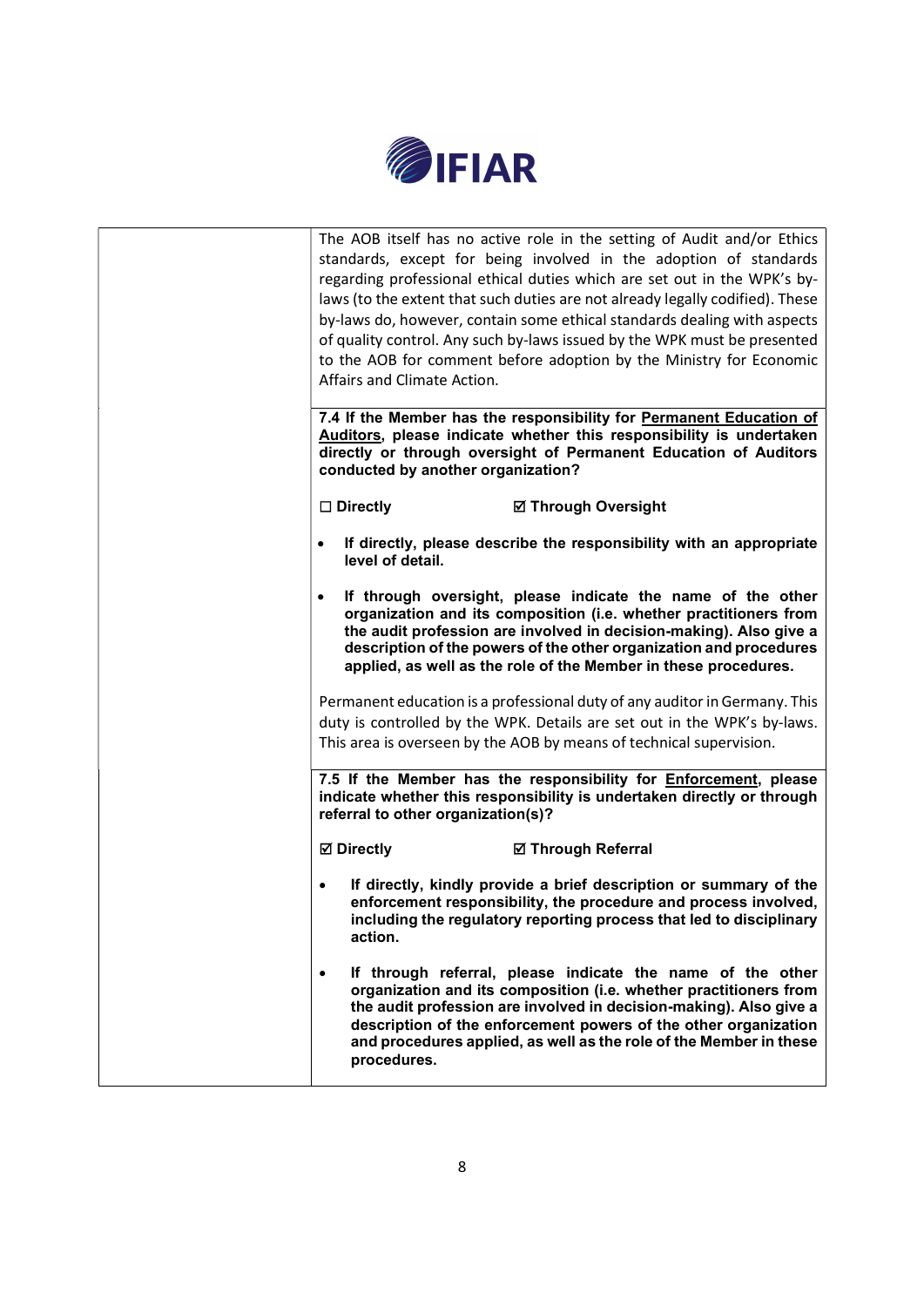| | |
|---|---|
| | The AOB itself has no active role in the setting of Audit and/or Ethics standards, except for being involved in the adoption of standards regarding professional ethical duties which are set out in the WPK's by-laws (to the extent that such duties are not already legally codified). These by-laws do, however, contain some ethical standards dealing with aspects of quality control. Any such by-laws issued by the WPK must be presented to the AOB for comment before adoption by the Ministry for Economic Affairs and Climate Action. |
| | **7.4 If the Member has the responsibility for <u>Permanent Education of Auditors</u>, please indicate whether this responsibility is undertaken directly or through oversight of Permanent Education of Auditors conducted by another organization?**<br><br>**☐ Directly ☑ Through Oversight**<br><br>• **If directly, please describe the responsibility with an appropriate level of detail.**<br><br>• **If through oversight, please indicate the name of the other organization and its composition (i.e. whether practitioners from the audit profession are involved in decision-making). Also give a description of the powers of the other organization and procedures applied, as well as the role of the Member in these procedures.**<br><br>Permanent education is a professional duty of any auditor in Germany. This duty is controlled by the WPK. Details are set out in the WPK's by-laws. This area is overseen by the AOB by means of technical supervision. |
| | **7.5 If the Member has the responsibility for <u>Enforcement</u>, please indicate whether this responsibility is undertaken directly or through referral to other organization(s)?**<br><br>**☑ Directly ☑ Through Referral**<br><br>• **If directly, kindly provide a brief description or summary of the enforcement responsibility, the procedure and process involved, including the regulatory reporting process that led to disciplinary action.**<br><br>• **If through referral, please indicate the name of the other organization and its composition (i.e. whether practitioners from the audit profession are involved in decision-making). Also give a description of the enforcement powers of the other organization and procedures applied, as well as the role of the Member in these procedures.** |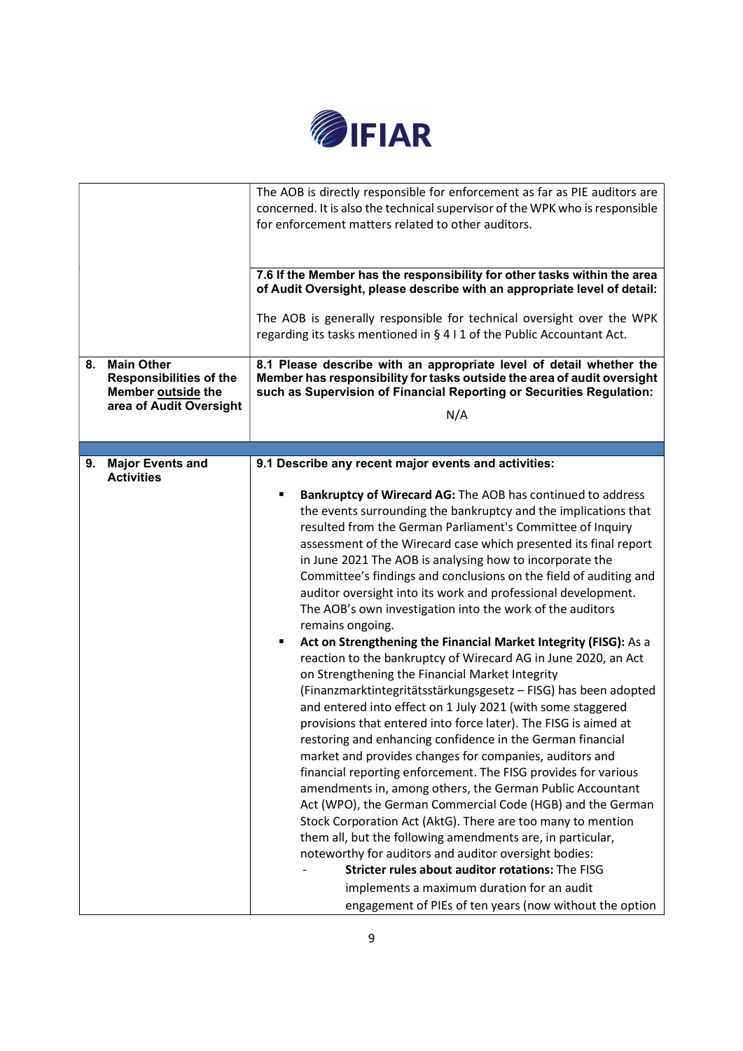| | |
|---|---|
| | The AOB is directly responsible for enforcement as far as PIE auditors are concerned. It is also the technical supervisor of the WPK who is responsible for enforcement matters related to other auditors. |
| | **7.6 If the Member has the responsibility for other tasks within the area of Audit Oversight, please describe with an appropriate level of detail:**<br><br>The AOB is generally responsible for technical oversight over the WPK regarding its tasks mentioned in § 4 I 1 of the Public Accountant Act. |
| **8. Main Other Responsibilities of the Member <u>outside</u> the area of Audit Oversight** | **8.1 Please describe with an appropriate level of detail whether the Member has responsibility for tasks outside the area of audit oversight such as Supervision of Financial Reporting or Securities Regulation:**<br><br>N/A |
| | |
| **9. Major Events and Activities** | **9.1 Describe any recent major events and activities:**<br><br>▪ **Bankruptcy of Wirecard AG:** The AOB has continued to address the events surrounding the bankruptcy and the implications that resulted from the German Parliament's Committee of Inquiry assessment of the Wirecard case which presented its final report in June 2021 The AOB is analysing how to incorporate the Committee's findings and conclusions on the field of auditing and auditor oversight into its work and professional development. The AOB's own investigation into the work of the auditors remains ongoing.<br>▪ **Act on Strengthening the Financial Market Integrity (FISG):** As a reaction to the bankruptcy of Wirecard AG in June 2020, an Act on Strengthening the Financial Market Integrity (Finanzmarktintegritätsstärkungsgesetz – FISG) has been adopted and entered into effect on 1 July 2021 (with some staggered provisions that entered into force later). The FISG is aimed at restoring and enhancing confidence in the German financial market and provides changes for companies, auditors and financial reporting enforcement. The FISG provides for various amendments in, among others, the German Public Accountant Act (WPO), the German Commercial Code (HGB) and the German Stock Corporation Act (AktG). There are too many to mention them all, but the following amendments are, in particular, noteworthy for auditors and auditor oversight bodies:<br>- **Stricter rules about auditor rotations:** The FISG implements a maximum duration for an audit engagement of PIEs of ten years (now without the option |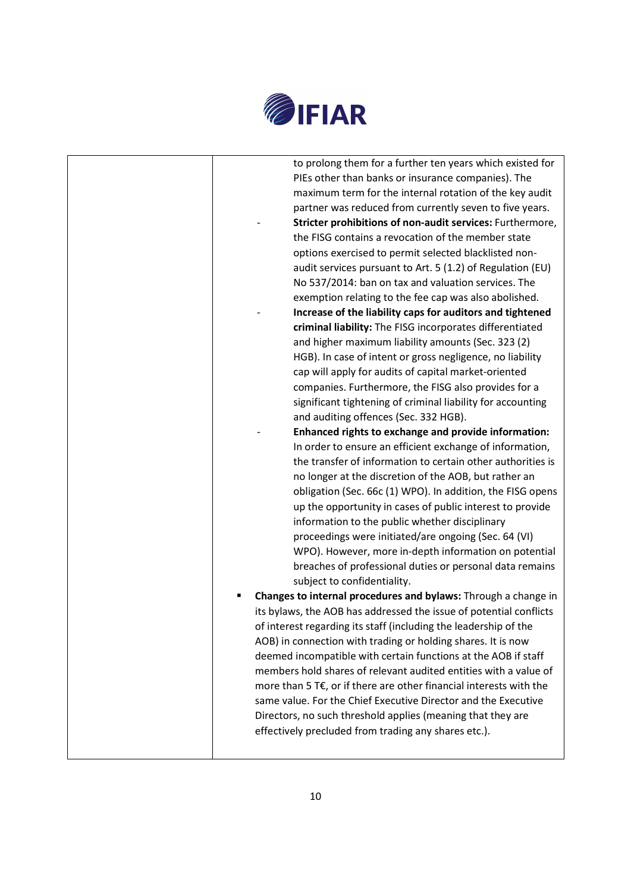| | |
|---|---|
| | to prolong them for a further ten years which existed for PIEs other than banks or insurance companies). The maximum term for the internal rotation of the key audit partner was reduced from currently seven to five years.<br>- **Stricter prohibitions of non-audit services:** Furthermore, the FISG contains a revocation of the member state options exercised to permit selected blacklisted non-audit services pursuant to Art. 5 (1.2) of Regulation (EU) No 537/2014: ban on tax and valuation services. The exemption relating to the fee cap was also abolished.<br>- **Increase of the liability caps for auditors and tightened criminal liability:** The FISG incorporates differentiated and higher maximum liability amounts (Sec. 323 (2) HGB). In case of intent or gross negligence, no liability cap will apply for audits of capital market-oriented companies. Furthermore, the FISG also provides for a significant tightening of criminal liability for accounting and auditing offences (Sec. 332 HGB).<br>- **Enhanced rights to exchange and provide information:** In order to ensure an efficient exchange of information, the transfer of information to certain other authorities is no longer at the discretion of the AOB, but rather an obligation (Sec. 66c (1) WPO). In addition, the FISG opens up the opportunity in cases of public interest to provide information to the public whether disciplinary proceedings were initiated/are ongoing (Sec. 64 (VI) WPO). However, more in-depth information on potential breaches of professional duties or personal data remains subject to confidentiality.<br>▪ **Changes to internal procedures and bylaws:** Through a change in its bylaws, the AOB has addressed the issue of potential conflicts of interest regarding its staff (including the leadership of the AOB) in connection with trading or holding shares. It is now deemed incompatible with certain functions at the AOB if staff members hold shares of relevant audited entities with a value of more than 5 T€, or if there are other financial interests with the same value. For the Chief Executive Director and the Executive Directors, no such threshold applies (meaning that they are effectively precluded from trading any shares etc.). |